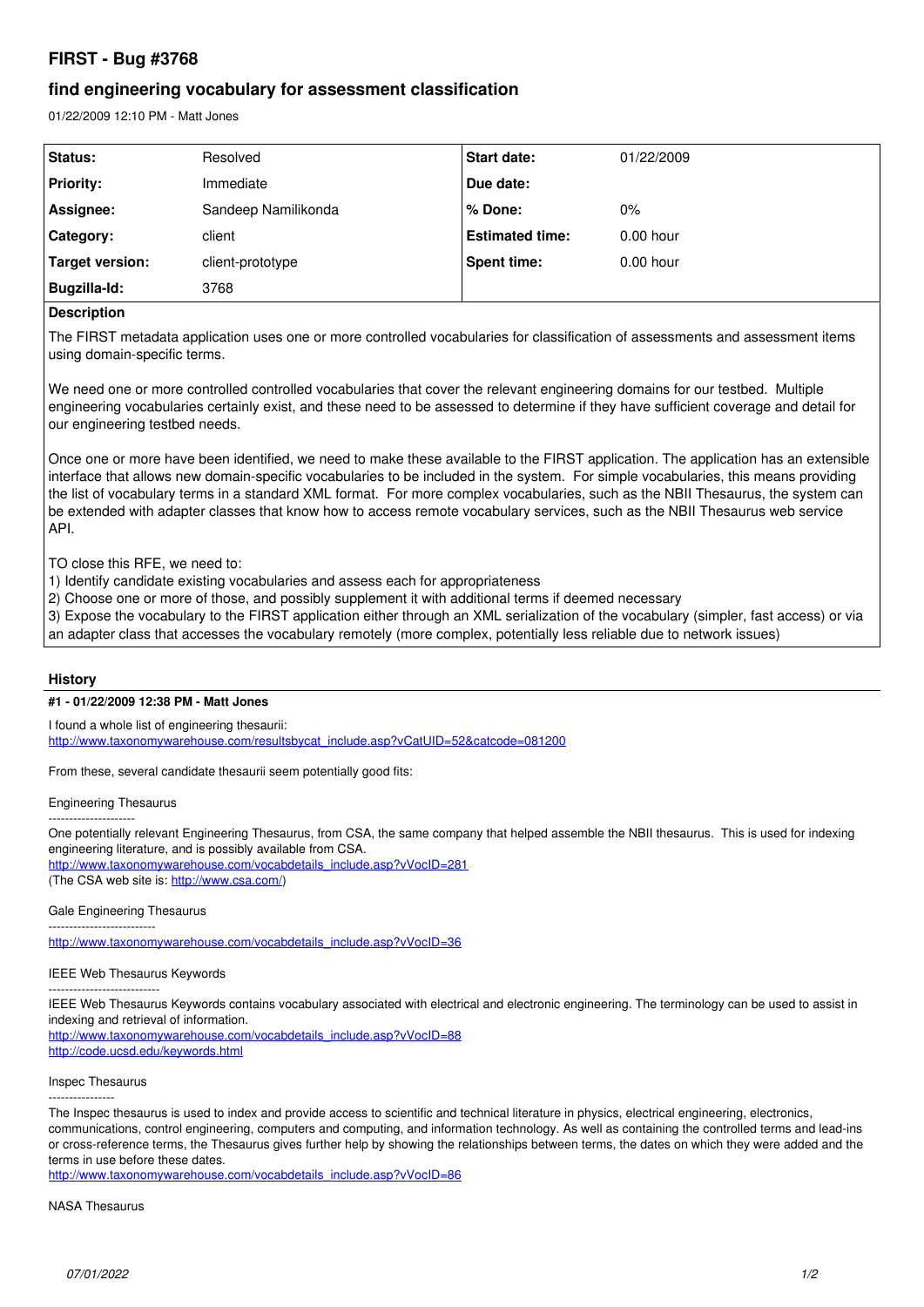# FIRST - Bug #3768

## find engineering vocabulary for assessment classification

01/22/2009 12:10 PM - Matt Jones

| Status: | Resolved | Start date: | 01/22/2009 |
| --- | --- | --- | --- |
| Priority: | Immediate | Due date: | |
| Assignee: | Sandeep Namilikonda | % Done: | 0% |
| Category: | client | Estimated time: | 0.00 hour |
| Target version: | client-prototype | Spent time: | 0.00 hour |
| Bugzilla-Id: | 3768 | | |

**Description**

The FIRST metadata application uses one or more controlled vocabularies for classification of assessments and assessment items using domain-specific terms.

We need one or more controlled controlled vocabularies that cover the relevant engineering domains for our testbed. Multiple engineering vocabularies certainly exist, and these need to be assessed to determine if they have sufficient coverage and detail for our engineering testbed needs.

Once one or more have been identified, we need to make these available to the FIRST application. The application has an extensible interface that allows new domain-specific vocabularies to be included in the system. For simple vocabularies, this means providing the list of vocabulary terms in a standard XML format. For more complex vocabularies, such as the NBII Thesaurus, the system can be extended with adapter classes that know how to access remote vocabulary services, such as the NBII Thesaurus web service API.

TO close this RFE, we need to:
1) Identify candidate existing vocabularies and assess each for appropriateness
2) Choose one or more of those, and possibly supplement it with additional terms if deemed necessary
3) Expose the vocabulary to the FIRST application either through an XML serialization of the vocabulary (simpler, fast access) or via an adapter class that accesses the vocabulary remotely (more complex, potentially less reliable due to network issues)

## History

**#1 - 01/22/2009 12:38 PM - Matt Jones**

I found a whole list of engineering thesaurii:
http://www.taxonomywarehouse.com/resultsbycat_include.asp?vCatUID=52&catcode=081200

From these, several candidate thesaurii seem potentially good fits:

Engineering Thesaurus
---------------------
One potentially relevant Engineering Thesaurus, from CSA, the same company that helped assemble the NBII thesaurus. This is used for indexing engineering literature, and is possibly available from CSA.
http://www.taxonomywarehouse.com/vocabdetails_include.asp?vVocID=281
(The CSA web site is: http://www.csa.com/)

Gale Engineering Thesaurus
--------------------------
http://www.taxonomywarehouse.com/vocabdetails_include.asp?vVocID=36

IEEE Web Thesaurus Keywords
---------------------------
IEEE Web Thesaurus Keywords contains vocabulary associated with electrical and electronic engineering. The terminology can be used to assist in indexing and retrieval of information.
http://www.taxonomywarehouse.com/vocabdetails_include.asp?vVocID=88
http://code.ucsd.edu/keywords.html

Inspec Thesaurus
----------------
The Inspec thesaurus is used to index and provide access to scientific and technical literature in physics, electrical engineering, electronics, communications, control engineering, computers and computing, and information technology. As well as containing the controlled terms and lead-ins or cross-reference terms, the Thesaurus gives further help by showing the relationships between terms, the dates on which they were added and the terms in use before these dates.
http://www.taxonomywarehouse.com/vocabdetails_include.asp?vVocID=86

NASA Thesaurus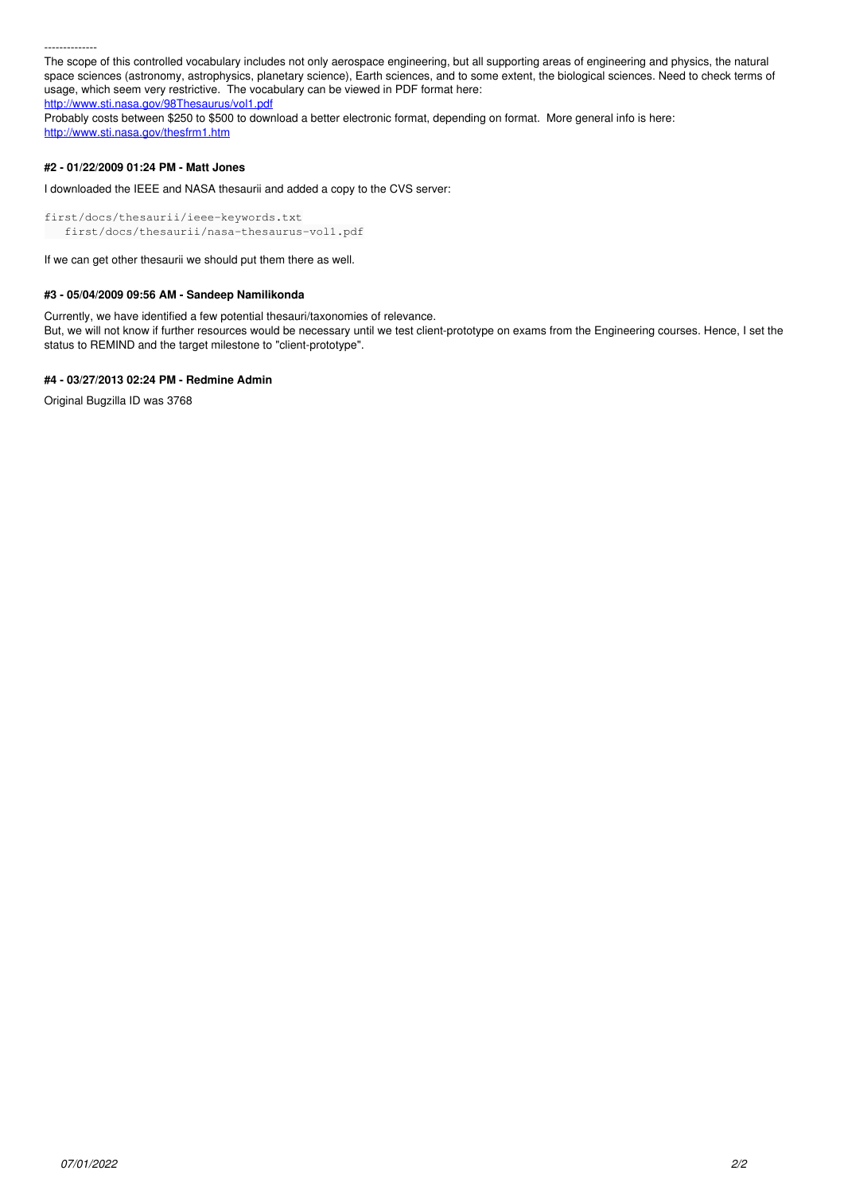--------------

The scope of this controlled vocabulary includes not only aerospace engineering, but all supporting areas of engineering and physics, the natural space sciences (astronomy, astrophysics, planetary science), Earth sciences, and to some extent, the biological sciences. Need to check terms of usage, which seem very restrictive. The vocabulary can be viewed in PDF format here:
http://www.sti.nasa.gov/98Thesaurus/vol1.pdf

Probably costs between $250 to $500 to download a better electronic format, depending on format. More general info is here:
http://www.sti.nasa.gov/thesfrm1.htm

#### #2 - 01/22/2009 01:24 PM - Matt Jones

I downloaded the IEEE and NASA thesaurii and added a copy to the CVS server:

```
first/docs/thesaurii/ieee-keywords.txt
    first/docs/thesaurii/nasa-thesaurus-vol1.pdf
```

If we can get other thesaurii we should put them there as well.

#### #3 - 05/04/2009 09:56 AM - Sandeep Namilikonda

Currently, we have identified a few potential thesauri/taxonomies of relevance.
But, we will not know if further resources would be necessary until we test client-prototype on exams from the Engineering courses. Hence, I set the status to REMIND and the target milestone to "client-prototype".

#### #4 - 03/27/2013 02:24 PM - Redmine Admin

Original Bugzilla ID was 3768